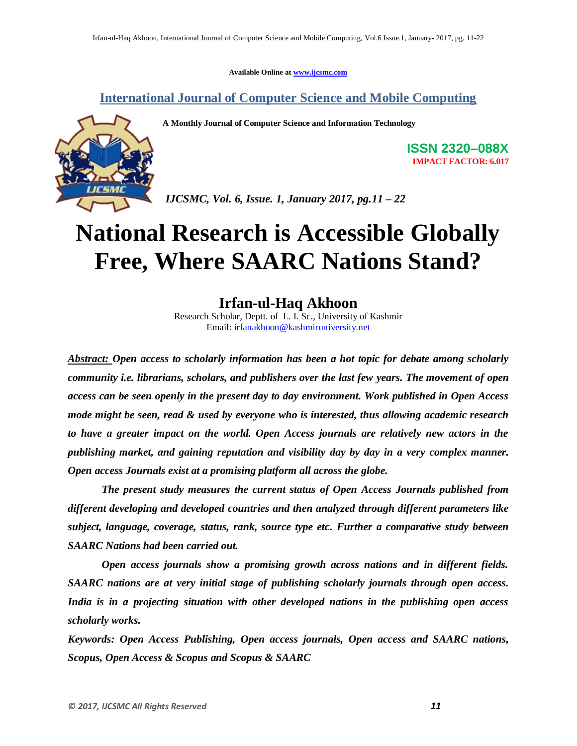Available Online at www.ijcsmc.com

## International Journal of Computer Science and Mobile Computing

**A Monthly Journal of Computer Science and Information Technology**

**ISSN 2320–088X**
**IMPACT FACTOR: 6.017**

*IJCSMC, Vol. 6, Issue. 1, January 2017, pg.11 – 22*

# National Research is Accessible Globally Free, Where SAARC Nations Stand?

## Irfan-ul-Haq Akhoon

Research Scholar, Deptt. of L. I. Sc., University of Kashmir
Email: irfanakhoon@kashmiruniversity.net

***Abstract:*** ***Open access to scholarly information has been a hot topic for debate among scholarly community i.e. librarians, scholars, and publishers over the last few years. The movement of open access can be seen openly in the present day to day environment. Work published in Open Access mode might be seen, read & used by everyone who is interested, thus allowing academic research to have a greater impact on the world. Open Access journals are relatively new actors in the publishing market, and gaining reputation and visibility day by day in a very complex manner. Open access Journals exist at a promising platform all across the globe.***

***The present study measures the current status of Open Access Journals published from different developing and developed countries and then analyzed through different parameters like subject, language, coverage, status, rank, source type etc. Further a comparative study between SAARC Nations had been carried out.***

***Open access journals show a promising growth across nations and in different fields. SAARC nations are at very initial stage of publishing scholarly journals through open access. India is in a projecting situation with other developed nations in the publishing open access scholarly works.***

***Keywords: Open Access Publishing, Open access journals, Open access and SAARC nations, Scopus, Open Access & Scopus and Scopus & SAARC***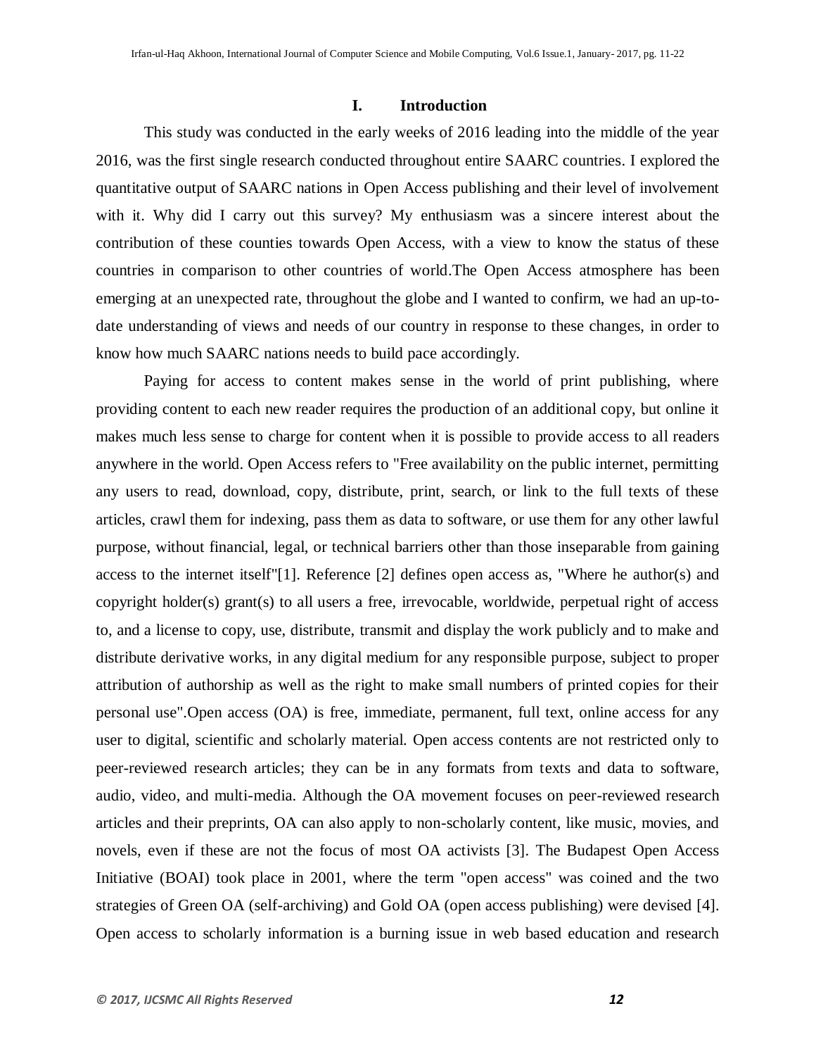## I. Introduction

This study was conducted in the early weeks of 2016 leading into the middle of the year 2016, was the first single research conducted throughout entire SAARC countries. I explored the quantitative output of SAARC nations in Open Access publishing and their level of involvement with it. Why did I carry out this survey? My enthusiasm was a sincere interest about the contribution of these counties towards Open Access, with a view to know the status of these countries in comparison to other countries of world.The Open Access atmosphere has been emerging at an unexpected rate, throughout the globe and I wanted to confirm, we had an up-to-date understanding of views and needs of our country in response to these changes, in order to know how much SAARC nations needs to build pace accordingly.

Paying for access to content makes sense in the world of print publishing, where providing content to each new reader requires the production of an additional copy, but online it makes much less sense to charge for content when it is possible to provide access to all readers anywhere in the world. Open Access refers to "Free availability on the public internet, permitting any users to read, download, copy, distribute, print, search, or link to the full texts of these articles, crawl them for indexing, pass them as data to software, or use them for any other lawful purpose, without financial, legal, or technical barriers other than those inseparable from gaining access to the internet itself"[1]. Reference [2] defines open access as, "Where he author(s) and copyright holder(s) grant(s) to all users a free, irrevocable, worldwide, perpetual right of access to, and a license to copy, use, distribute, transmit and display the work publicly and to make and distribute derivative works, in any digital medium for any responsible purpose, subject to proper attribution of authorship as well as the right to make small numbers of printed copies for their personal use".Open access (OA) is free, immediate, permanent, full text, online access for any user to digital, scientific and scholarly material. Open access contents are not restricted only to peer-reviewed research articles; they can be in any formats from texts and data to software, audio, video, and multi-media. Although the OA movement focuses on peer-reviewed research articles and their preprints, OA can also apply to non-scholarly content, like music, movies, and novels, even if these are not the focus of most OA activists [3]. The Budapest Open Access Initiative (BOAI) took place in 2001, where the term "open access" was coined and the two strategies of Green OA (self-archiving) and Gold OA (open access publishing) were devised [4]. Open access to scholarly information is a burning issue in web based education and research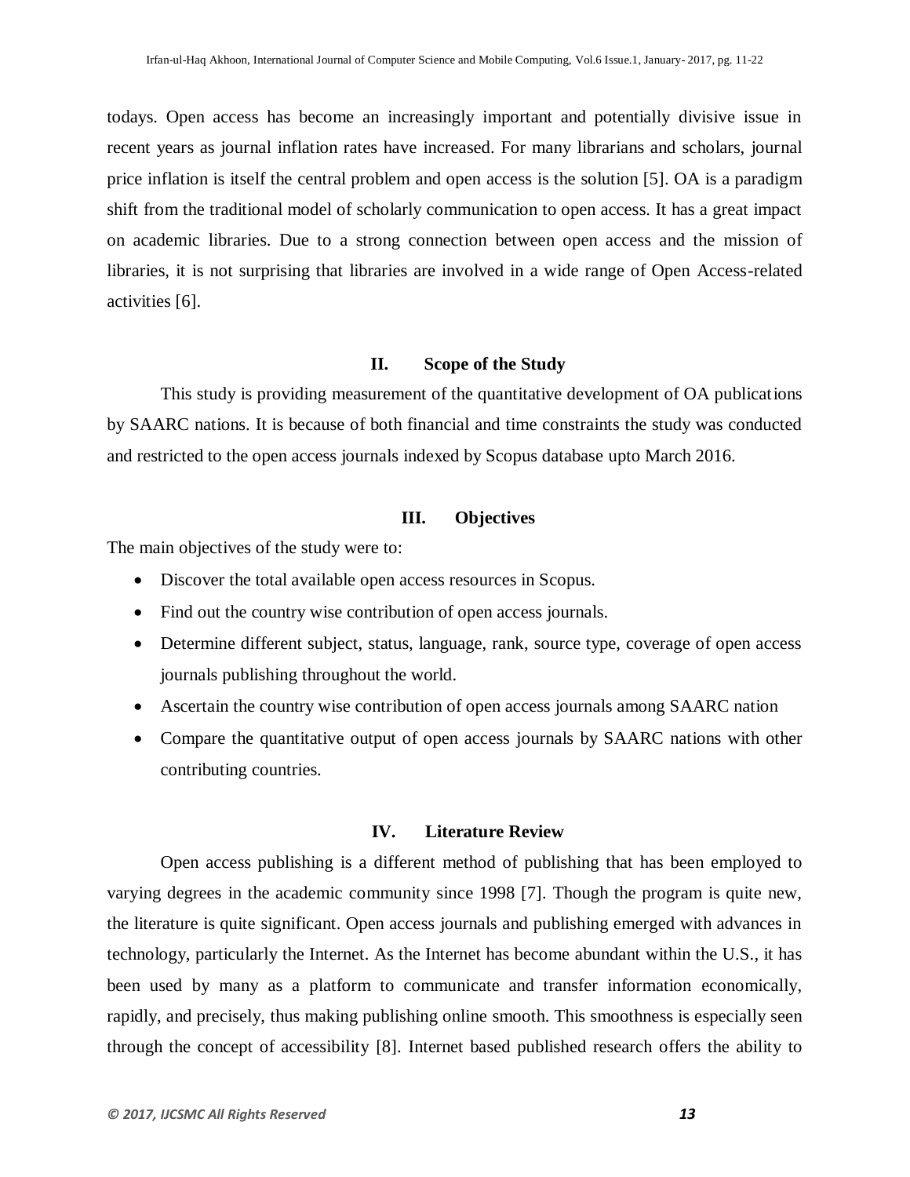todays. Open access has become an increasingly important and potentially divisive issue in recent years as journal inflation rates have increased. For many librarians and scholars, journal price inflation is itself the central problem and open access is the solution [5]. OA is a paradigm shift from the traditional model of scholarly communication to open access. It has a great impact on academic libraries. Due to a strong connection between open access and the mission of libraries, it is not surprising that libraries are involved in a wide range of Open Access-related activities [6].

## II. Scope of the Study

This study is providing measurement of the quantitative development of OA publications by SAARC nations. It is because of both financial and time constraints the study was conducted and restricted to the open access journals indexed by Scopus database upto March 2016.

## III. Objectives

The main objectives of the study were to:

- Discover the total available open access resources in Scopus.
- Find out the country wise contribution of open access journals.
- Determine different subject, status, language, rank, source type, coverage of open access journals publishing throughout the world.
- Ascertain the country wise contribution of open access journals among SAARC nation
- Compare the quantitative output of open access journals by SAARC nations with other contributing countries.

## IV. Literature Review

Open access publishing is a different method of publishing that has been employed to varying degrees in the academic community since 1998 [7]. Though the program is quite new, the literature is quite significant. Open access journals and publishing emerged with advances in technology, particularly the Internet. As the Internet has become abundant within the U.S., it has been used by many as a platform to communicate and transfer information economically, rapidly, and precisely, thus making publishing online smooth. This smoothness is especially seen through the concept of accessibility [8]. Internet based published research offers the ability to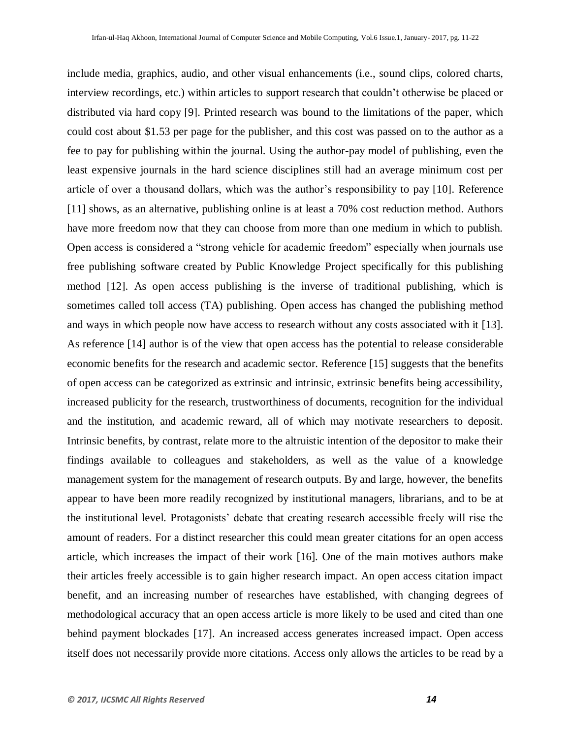include media, graphics, audio, and other visual enhancements (i.e., sound clips, colored charts, interview recordings, etc.) within articles to support research that couldn't otherwise be placed or distributed via hard copy [9]. Printed research was bound to the limitations of the paper, which could cost about $1.53 per page for the publisher, and this cost was passed on to the author as a fee to pay for publishing within the journal. Using the author-pay model of publishing, even the least expensive journals in the hard science disciplines still had an average minimum cost per article of over a thousand dollars, which was the author's responsibility to pay [10]. Reference [11] shows, as an alternative, publishing online is at least a 70% cost reduction method. Authors have more freedom now that they can choose from more than one medium in which to publish. Open access is considered a "strong vehicle for academic freedom" especially when journals use free publishing software created by Public Knowledge Project specifically for this publishing method [12]. As open access publishing is the inverse of traditional publishing, which is sometimes called toll access (TA) publishing. Open access has changed the publishing method and ways in which people now have access to research without any costs associated with it [13]. As reference [14] author is of the view that open access has the potential to release considerable economic benefits for the research and academic sector. Reference [15] suggests that the benefits of open access can be categorized as extrinsic and intrinsic, extrinsic benefits being accessibility, increased publicity for the research, trustworthiness of documents, recognition for the individual and the institution, and academic reward, all of which may motivate researchers to deposit. Intrinsic benefits, by contrast, relate more to the altruistic intention of the depositor to make their findings available to colleagues and stakeholders, as well as the value of a knowledge management system for the management of research outputs. By and large, however, the benefits appear to have been more readily recognized by institutional managers, librarians, and to be at the institutional level. Protagonists' debate that creating research accessible freely will rise the amount of readers. For a distinct researcher this could mean greater citations for an open access article, which increases the impact of their work [16]. One of the main motives authors make their articles freely accessible is to gain higher research impact. An open access citation impact benefit, and an increasing number of researches have established, with changing degrees of methodological accuracy that an open access article is more likely to be used and cited than one behind payment blockades [17]. An increased access generates increased impact. Open access itself does not necessarily provide more citations. Access only allows the articles to be read by a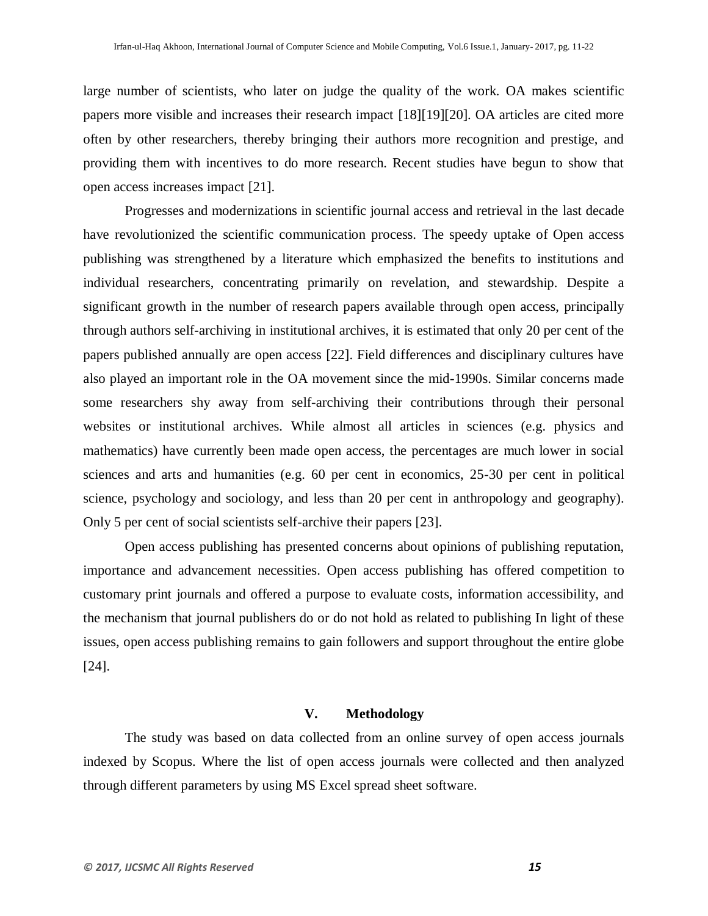large number of scientists, who later on judge the quality of the work. OA makes scientific papers more visible and increases their research impact [18][19][20]. OA articles are cited more often by other researchers, thereby bringing their authors more recognition and prestige, and providing them with incentives to do more research. Recent studies have begun to show that open access increases impact [21].

Progresses and modernizations in scientific journal access and retrieval in the last decade have revolutionized the scientific communication process. The speedy uptake of Open access publishing was strengthened by a literature which emphasized the benefits to institutions and individual researchers, concentrating primarily on revelation, and stewardship. Despite a significant growth in the number of research papers available through open access, principally through authors self-archiving in institutional archives, it is estimated that only 20 per cent of the papers published annually are open access [22]. Field differences and disciplinary cultures have also played an important role in the OA movement since the mid-1990s. Similar concerns made some researchers shy away from self-archiving their contributions through their personal websites or institutional archives. While almost all articles in sciences (e.g. physics and mathematics) have currently been made open access, the percentages are much lower in social sciences and arts and humanities (e.g. 60 per cent in economics, 25-30 per cent in political science, psychology and sociology, and less than 20 per cent in anthropology and geography). Only 5 per cent of social scientists self-archive their papers [23].

Open access publishing has presented concerns about opinions of publishing reputation, importance and advancement necessities. Open access publishing has offered competition to customary print journals and offered a purpose to evaluate costs, information accessibility, and the mechanism that journal publishers do or do not hold as related to publishing In light of these issues, open access publishing remains to gain followers and support throughout the entire globe [24].

## V. Methodology

The study was based on data collected from an online survey of open access journals indexed by Scopus. Where the list of open access journals were collected and then analyzed through different parameters by using MS Excel spread sheet software.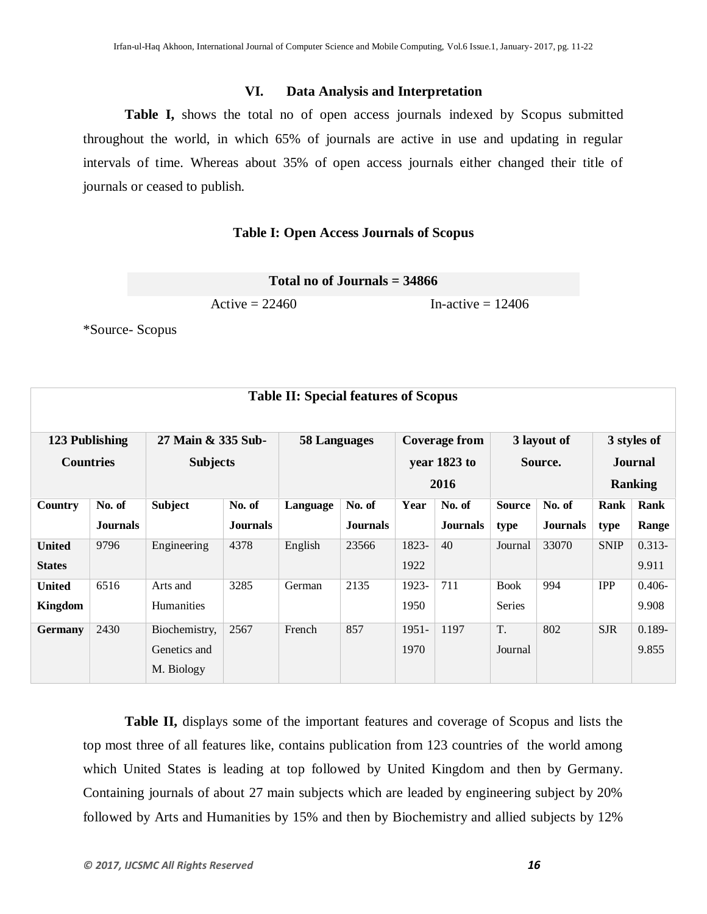## VI. Data Analysis and Interpretation

**Table I,** shows the total no of open access journals indexed by Scopus submitted throughout the world, in which 65% of journals are active in use and updating in regular intervals of time. Whereas about 35% of open access journals either changed their title of journals or ceased to publish.

**Table I: Open Access Journals of Scopus**

| **Total no of Journals = 34866** | |
|---|---|
| Active = 22460 | In-active = 12406 |

*Source- Scopus

**Table II: Special features of Scopus**

| **123 Publishing Countries** | | **27 Main & 335 Sub-Subjects** | | **58 Languages** | | **Coverage from year 1823 to 2016** | | **3 layout of Source.** | | **3 styles of Journal Ranking** | |
|---|---|---|---|---|---|---|---|---|---|---|---|
| **Country** | **No. of Journals** | **Subject** | **No. of Journals** | **Language** | **No. of Journals** | **Year** | **No. of Journals** | **Source type** | **No. of Journals** | **Rank type** | **Rank Range** |
| **United States** | 9796 | Engineering | 4378 | English | 23566 | 1823-1922 | 40 | Journal | 33070 | SNIP | 0.313-9.911 |
| **United Kingdom** | 6516 | Arts and Humanities | 3285 | German | 2135 | 1923-1950 | 711 | Book Series | 994 | IPP | 0.406-9.908 |
| **Germany** | 2430 | Biochemistry, Genetics and M. Biology | 2567 | French | 857 | 1951-1970 | 1197 | T. Journal | 802 | SJR | 0.189-9.855 |

**Table II,** displays some of the important features and coverage of Scopus and lists the top most three of all features like, contains publication from 123 countries of the world among which United States is leading at top followed by United Kingdom and then by Germany. Containing journals of about 27 main subjects which are leaded by engineering subject by 20% followed by Arts and Humanities by 15% and then by Biochemistry and allied subjects by 12%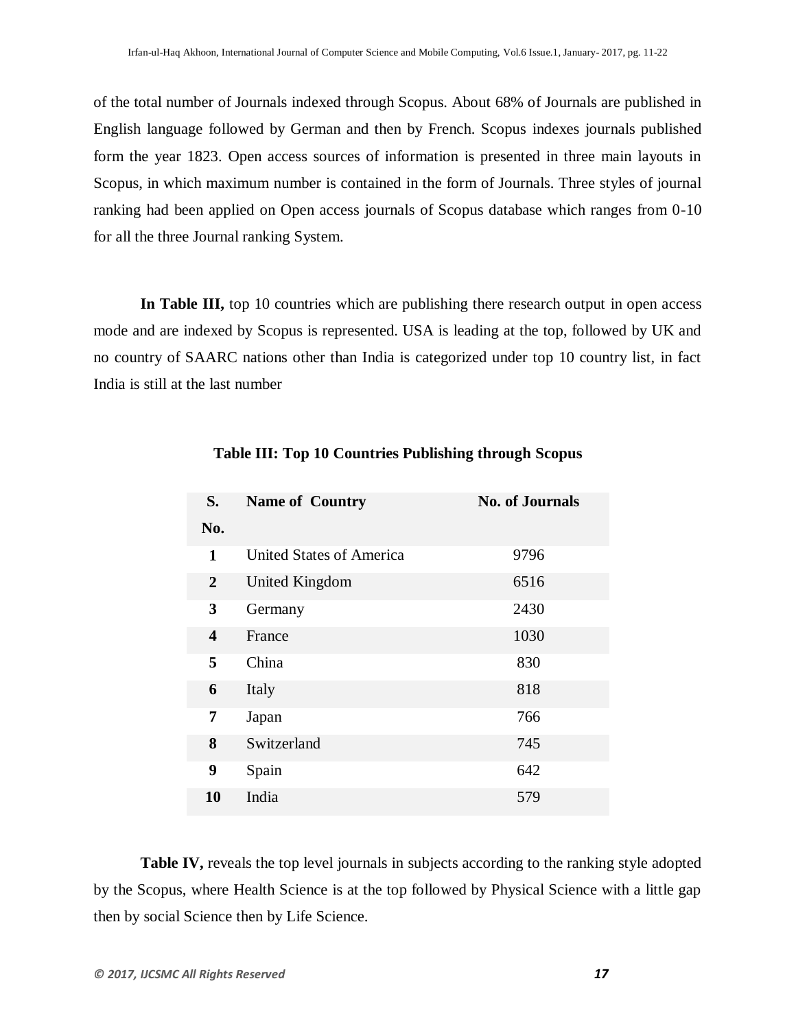of the total number of Journals indexed through Scopus. About 68% of Journals are published in English language followed by German and then by French. Scopus indexes journals published form the year 1823. Open access sources of information is presented in three main layouts in Scopus, in which maximum number is contained in the form of Journals. Three styles of journal ranking had been applied on Open access journals of Scopus database which ranges from 0-10 for all the three Journal ranking System.

**In Table III,** top 10 countries which are publishing there research output in open access mode and are indexed by Scopus is represented. USA is leading at the top, followed by UK and no country of SAARC nations other than India is categorized under top 10 country list, in fact India is still at the last number

**Table III: Top 10 Countries Publishing through Scopus**

| S. No. | Name of Country | No. of Journals |
|---|---|---|
| **1** | United States of America | 9796 |
| **2** | United Kingdom | 6516 |
| **3** | Germany | 2430 |
| **4** | France | 1030 |
| **5** | China | 830 |
| **6** | Italy | 818 |
| **7** | Japan | 766 |
| **8** | Switzerland | 745 |
| **9** | Spain | 642 |
| **10** | India | 579 |

**Table IV,** reveals the top level journals in subjects according to the ranking style adopted by the Scopus, where Health Science is at the top followed by Physical Science with a little gap then by social Science then by Life Science.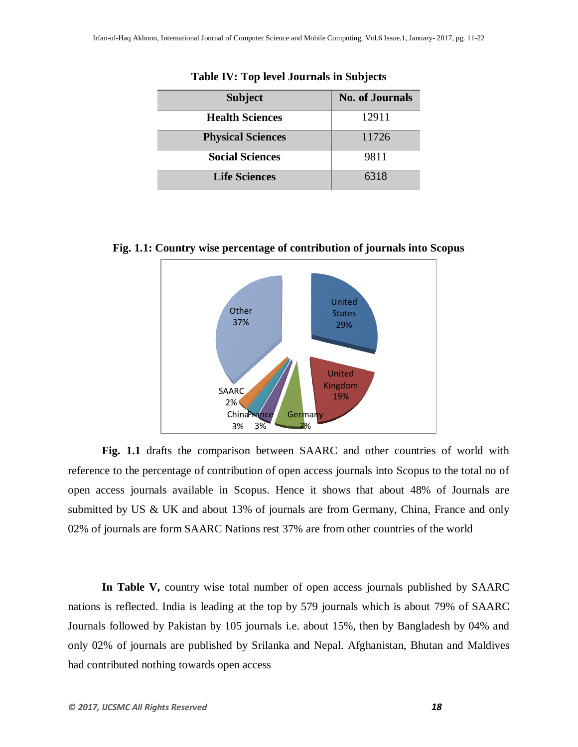**Table IV: Top level Journals in Subjects**

| Subject | No. of Journals |
|---|---|
| Health Sciences | 12911 |
| Physical Sciences | 11726 |
| Social Sciences | 9811 |
| Life Sciences | 6318 |

**Fig. 1.1: Country wise percentage of contribution of journals into Scopus**

**Fig. 1.1** drafts the comparison between SAARC and other countries of world with reference to the percentage of contribution of open access journals into Scopus to the total no of open access journals available in Scopus. Hence it shows that about 48% of Journals are submitted by US & UK and about 13% of journals are from Germany, China, France and only 02% of journals are form SAARC Nations rest 37% are from other countries of the world

**In Table V,** country wise total number of open access journals published by SAARC nations is reflected. India is leading at the top by 579 journals which is about 79% of SAARC Journals followed by Pakistan by 105 journals i.e. about 15%, then by Bangladesh by 04% and only 02% of journals are published by Srilanka and Nepal. Afghanistan, Bhutan and Maldives had contributed nothing towards open access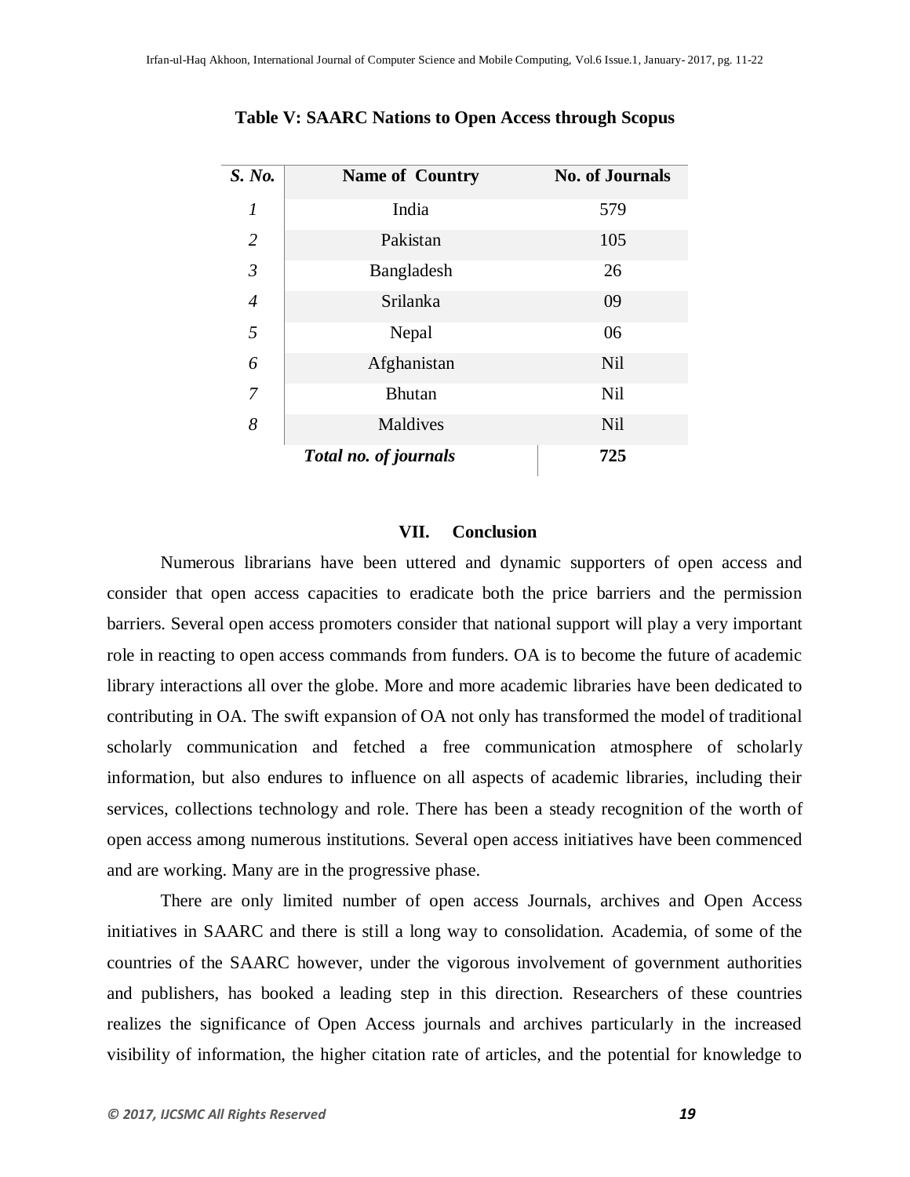**Table V: SAARC Nations to Open Access through Scopus**

| *S. No.* | **Name of Country** | **No. of Journals** |
|---|---|---|
| *1* | India | 579 |
| *2* | Pakistan | 105 |
| *3* | Bangladesh | 26 |
| *4* | Srilanka | 09 |
| *5* | Nepal | 06 |
| *6* | Afghanistan | Nil |
| *7* | Bhutan | Nil |
| *8* | Maldives | Nil |
| | ***Total no. of journals*** | **725** |

## VII. Conclusion

Numerous librarians have been uttered and dynamic supporters of open access and consider that open access capacities to eradicate both the price barriers and the permission barriers. Several open access promoters consider that national support will play a very important role in reacting to open access commands from funders. OA is to become the future of academic library interactions all over the globe. More and more academic libraries have been dedicated to contributing in OA. The swift expansion of OA not only has transformed the model of traditional scholarly communication and fetched a free communication atmosphere of scholarly information, but also endures to influence on all aspects of academic libraries, including their services, collections technology and role. There has been a steady recognition of the worth of open access among numerous institutions. Several open access initiatives have been commenced and are working. Many are in the progressive phase.

There are only limited number of open access Journals, archives and Open Access initiatives in SAARC and there is still a long way to consolidation. Academia, of some of the countries of the SAARC however, under the vigorous involvement of government authorities and publishers, has booked a leading step in this direction. Researchers of these countries realizes the significance of Open Access journals and archives particularly in the increased visibility of information, the higher citation rate of articles, and the potential for knowledge to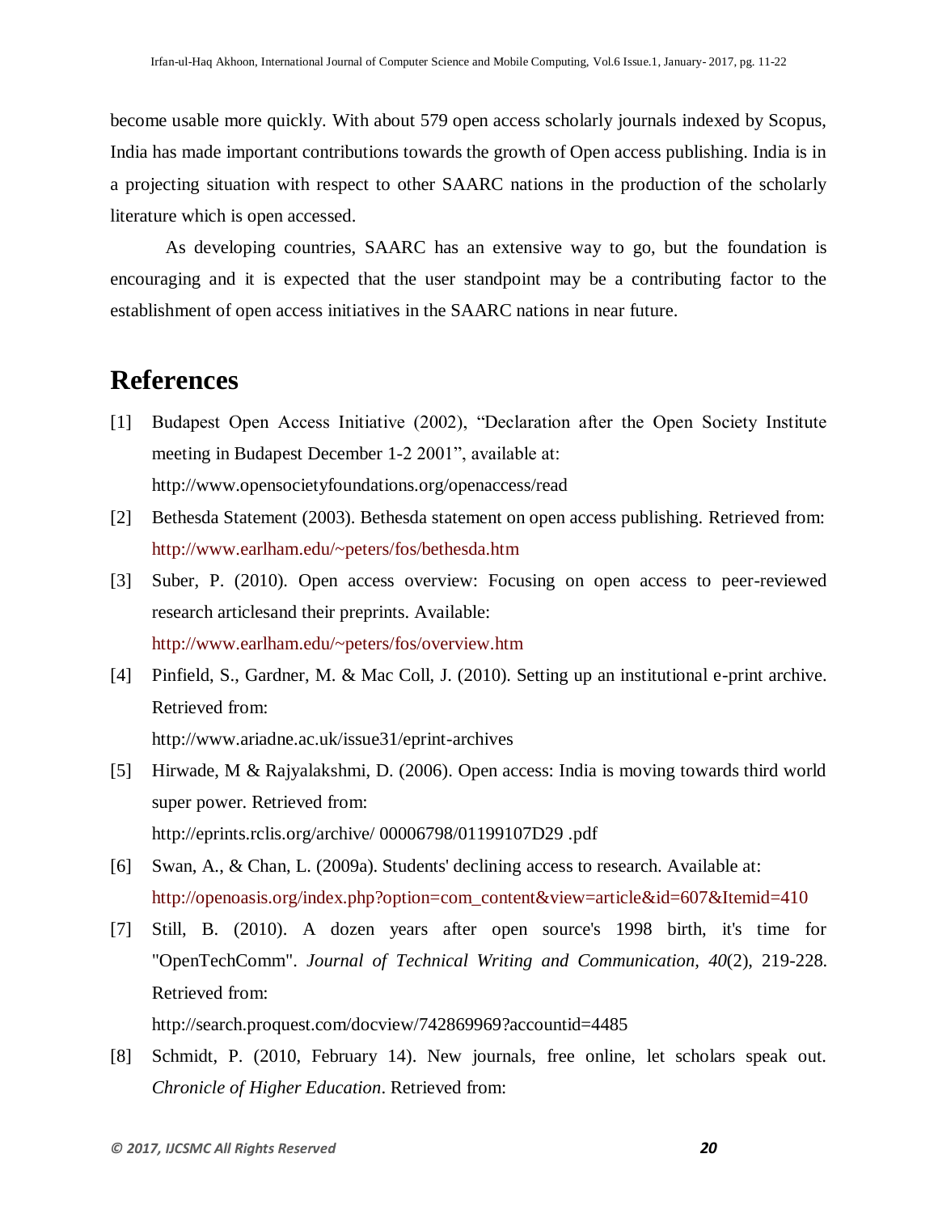become usable more quickly. With about 579 open access scholarly journals indexed by Scopus, India has made important contributions towards the growth of Open access publishing. India is in a projecting situation with respect to other SAARC nations in the production of the scholarly literature which is open accessed.

As developing countries, SAARC has an extensive way to go, but the foundation is encouraging and it is expected that the user standpoint may be a contributing factor to the establishment of open access initiatives in the SAARC nations in near future.

# References

[1] Budapest Open Access Initiative (2002), "Declaration after the Open Society Institute meeting in Budapest December 1-2 2001", available at: http://www.opensocietyfoundations.org/openaccess/read

[2] Bethesda Statement (2003). Bethesda statement on open access publishing. Retrieved from: http://www.earlham.edu/~peters/fos/bethesda.htm

[3] Suber, P. (2010). Open access overview: Focusing on open access to peer-reviewed research articlesand their preprints. Available: http://www.earlham.edu/~peters/fos/overview.htm

[4] Pinfield, S., Gardner, M. & Mac Coll, J. (2010). Setting up an institutional e-print archive. Retrieved from: http://www.ariadne.ac.uk/issue31/eprint-archives

[5] Hirwade, M & Rajyalakshmi, D. (2006). Open access: India is moving towards third world super power. Retrieved from: http://eprints.rclis.org/archive/ 00006798/01199107D29 .pdf

[6] Swan, A., & Chan, L. (2009a). Students' declining access to research. Available at: http://openoasis.org/index.php?option=com_content&view=article&id=607&Itemid=410

[7] Still, B. (2010). A dozen years after open source's 1998 birth, it's time for "OpenTechComm". *Journal of Technical Writing and Communication, 40*(2), 219-228. Retrieved from: http://search.proquest.com/docview/742869969?accountid=4485

[8] Schmidt, P. (2010, February 14). New journals, free online, let scholars speak out. *Chronicle of Higher Education*. Retrieved from: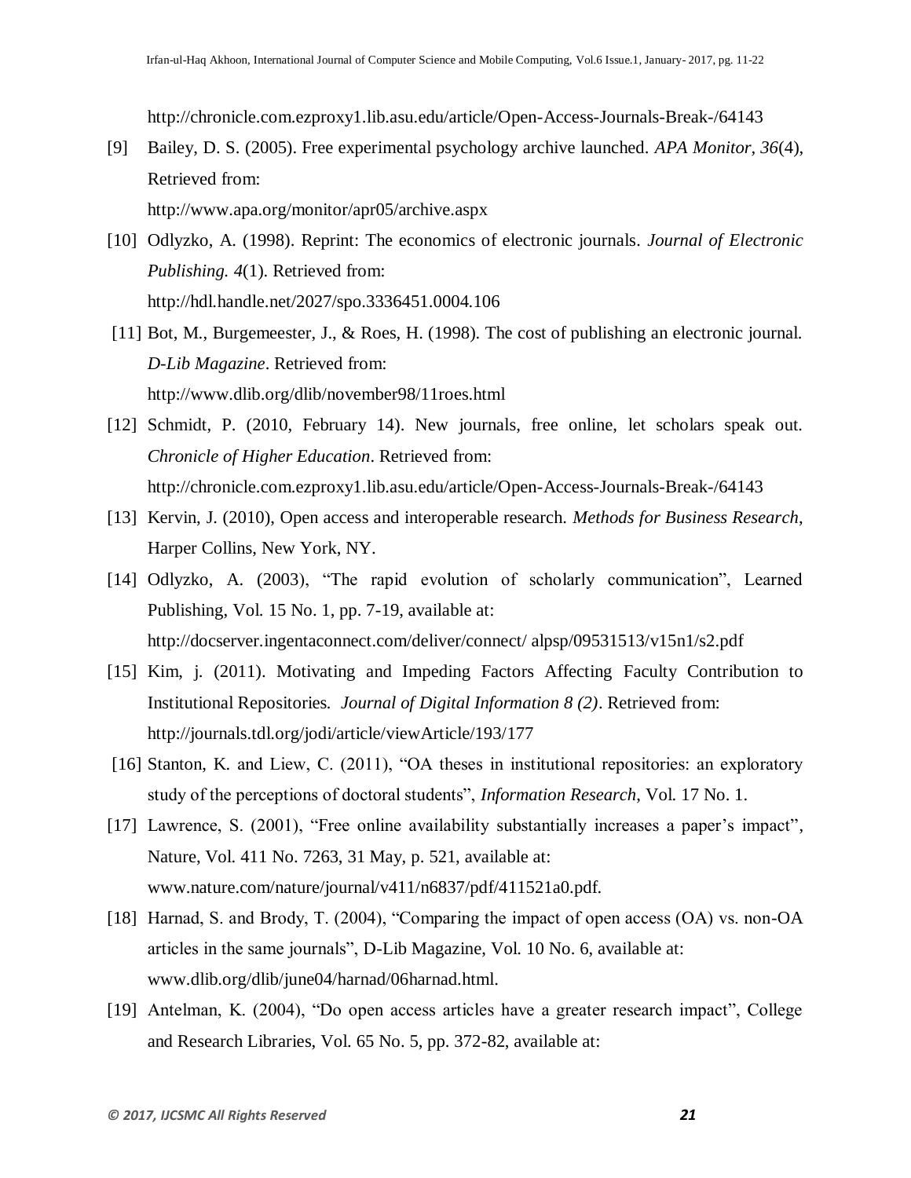http://chronicle.com.ezproxy1.lib.asu.edu/article/Open-Access-Journals-Break-/64143

[9] Bailey, D. S. (2005). Free experimental psychology archive launched. *APA Monitor, 36*(4), Retrieved from:
http://www.apa.org/monitor/apr05/archive.aspx

[10] Odlyzko, A. (1998). Reprint: The economics of electronic journals. *Journal of Electronic Publishing. 4*(1). Retrieved from:
http://hdl.handle.net/2027/spo.3336451.0004.106

[11] Bot, M., Burgemeester, J., & Roes, H. (1998). The cost of publishing an electronic journal. *D-Lib Magazine*. Retrieved from:
http://www.dlib.org/dlib/november98/11roes.html

[12] Schmidt, P. (2010, February 14). New journals, free online, let scholars speak out. *Chronicle of Higher Education*. Retrieved from:
http://chronicle.com.ezproxy1.lib.asu.edu/article/Open-Access-Journals-Break-/64143

[13] Kervin, J. (2010), Open access and interoperable research. *Methods for Business Research*, Harper Collins, New York, NY.

[14] Odlyzko, A. (2003), "The rapid evolution of scholarly communication", Learned Publishing, Vol. 15 No. 1, pp. 7-19, available at:
http://docserver.ingentaconnect.com/deliver/connect/ alpsp/09531513/v15n1/s2.pdf

[15] Kim, j. (2011). Motivating and Impeding Factors Affecting Faculty Contribution to Institutional Repositories. *Journal of Digital Information 8 (2)*. Retrieved from:
http://journals.tdl.org/jodi/article/viewArticle/193/177

[16] Stanton, K. and Liew, C. (2011), "OA theses in institutional repositories: an exploratory study of the perceptions of doctoral students", *Information Research*, Vol. 17 No. 1.

[17] Lawrence, S. (2001), "Free online availability substantially increases a paper's impact", Nature, Vol. 411 No. 7263, 31 May, p. 521, available at:
www.nature.com/nature/journal/v411/n6837/pdf/411521a0.pdf.

[18] Harnad, S. and Brody, T. (2004), "Comparing the impact of open access (OA) vs. non-OA articles in the same journals", D-Lib Magazine, Vol. 10 No. 6, available at:
www.dlib.org/dlib/june04/harnad/06harnad.html.

[19] Antelman, K. (2004), "Do open access articles have a greater research impact", College and Research Libraries, Vol. 65 No. 5, pp. 372-82, available at: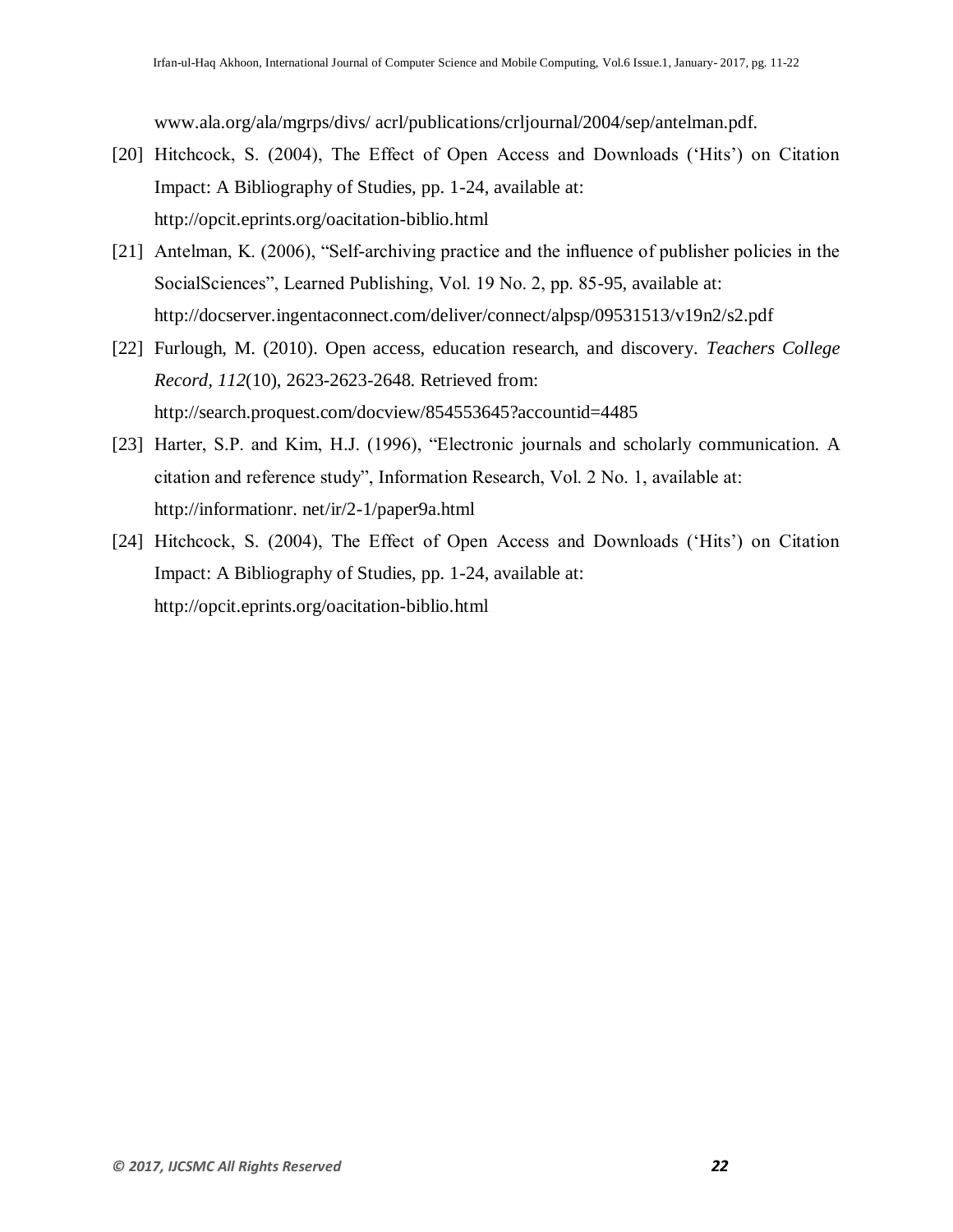www.ala.org/ala/mgrps/divs/ acrl/publications/crljournal/2004/sep/antelman.pdf.

[20] Hitchcock, S. (2004), The Effect of Open Access and Downloads ('Hits') on Citation Impact: A Bibliography of Studies, pp. 1-24, available at: http://opcit.eprints.org/oacitation-biblio.html

[21] Antelman, K. (2006), "Self-archiving practice and the influence of publisher policies in the SocialSciences", Learned Publishing, Vol. 19 No. 2, pp. 85-95, available at: http://docserver.ingentaconnect.com/deliver/connect/alpsp/09531513/v19n2/s2.pdf

[22] Furlough, M. (2010). Open access, education research, and discovery. *Teachers College Record, 112*(10), 2623-2623-2648. Retrieved from: http://search.proquest.com/docview/854553645?accountid=4485

[23] Harter, S.P. and Kim, H.J. (1996), "Electronic journals and scholarly communication. A citation and reference study", Information Research, Vol. 2 No. 1, available at: http://informationr. net/ir/2-1/paper9a.html

[24] Hitchcock, S. (2004), The Effect of Open Access and Downloads ('Hits') on Citation Impact: A Bibliography of Studies, pp. 1-24, available at: http://opcit.eprints.org/oacitation-biblio.html